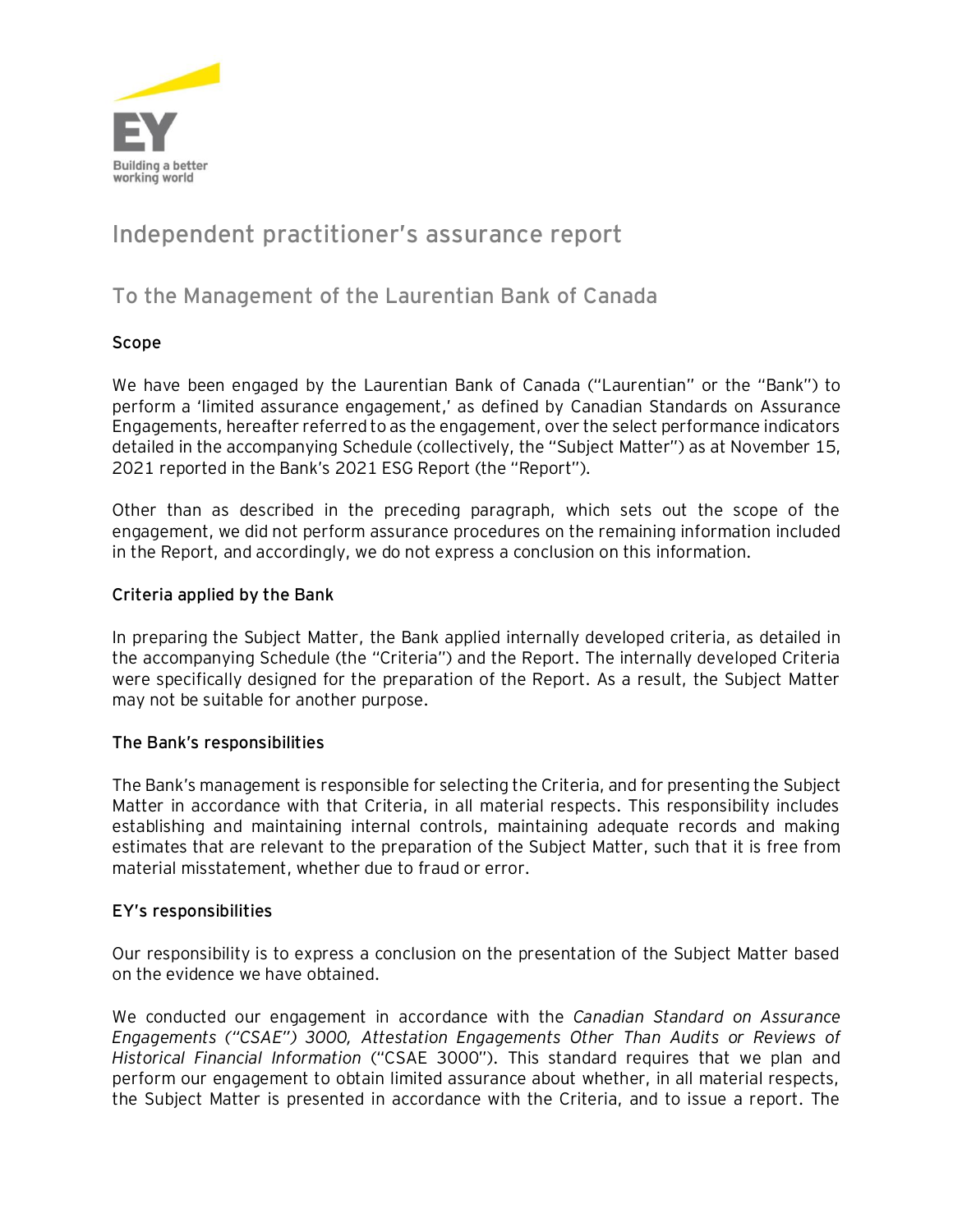# Independent practitioner's assurance report

## To the Management of the Laurentian Bank of Canada

**Scope**

We have been engaged by the Laurentian Bank of Canada ("Laurentian" or the "Bank") to perform a 'limited assurance engagement,' as defined by Canadian Standards on Assurance Engagements, hereafter referred to as the engagement, over the select performance indicators detailed in the accompanying Schedule (collectively, the "Subject Matter") as at November 15, 2021 reported in the Bank's 2021 ESG Report (the "Report").

Other than as described in the preceding paragraph, which sets out the scope of the engagement, we did not perform assurance procedures on the remaining information included in the Report, and accordingly, we do not express a conclusion on this information.

**Criteria applied by the Bank**

In preparing the Subject Matter, the Bank applied internally developed criteria, as detailed in the accompanying Schedule (the "Criteria") and the Report. The internally developed Criteria were specifically designed for the preparation of the Report. As a result, the Subject Matter may not be suitable for another purpose.

**The Bank's responsibilities**

The Bank's management is responsible for selecting the Criteria, and for presenting the Subject Matter in accordance with that Criteria, in all material respects. This responsibility includes establishing and maintaining internal controls, maintaining adequate records and making estimates that are relevant to the preparation of the Subject Matter, such that it is free from material misstatement, whether due to fraud or error.

**EY's responsibilities**

Our responsibility is to express a conclusion on the presentation of the Subject Matter based on the evidence we have obtained.

We conducted our engagement in accordance with the *Canadian Standard on Assurance Engagements ("CSAE") 3000, Attestation Engagements Other Than Audits or Reviews of Historical Financial Information* ("CSAE 3000"). This standard requires that we plan and perform our engagement to obtain limited assurance about whether, in all material respects, the Subject Matter is presented in accordance with the Criteria, and to issue a report. The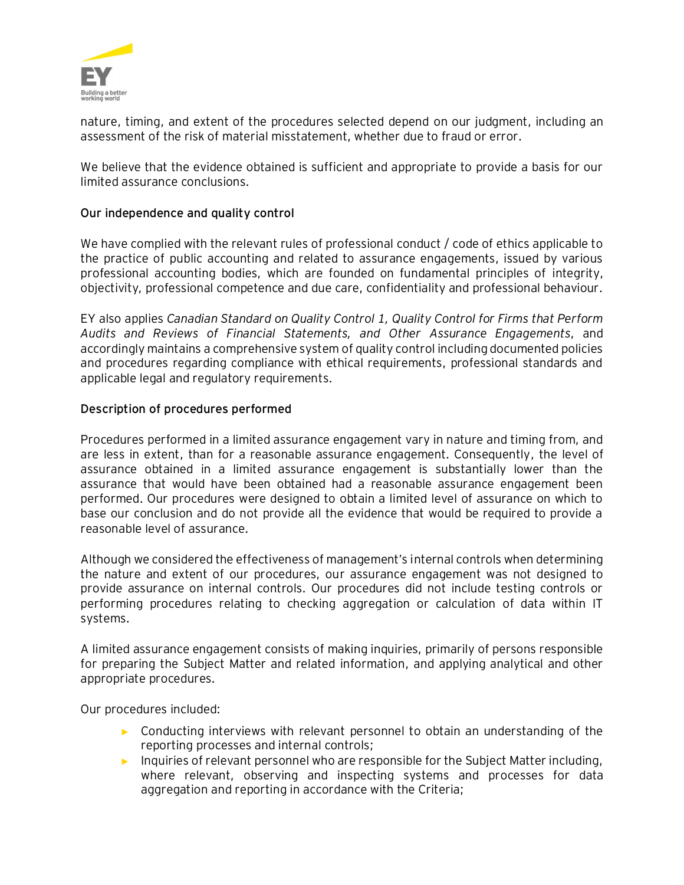nature, timing, and extent of the procedures selected depend on our judgment, including an assessment of the risk of material misstatement, whether due to fraud or error.

We believe that the evidence obtained is sufficient and appropriate to provide a basis for our limited assurance conclusions.

**Our independence and quality control**

We have complied with the relevant rules of professional conduct / code of ethics applicable to the practice of public accounting and related to assurance engagements, issued by various professional accounting bodies, which are founded on fundamental principles of integrity, objectivity, professional competence and due care, confidentiality and professional behaviour.

EY also applies *Canadian Standard on Quality Control 1, Quality Control for Firms that Perform Audits and Reviews of Financial Statements, and Other Assurance Engagements*, and accordingly maintains a comprehensive system of quality control including documented policies and procedures regarding compliance with ethical requirements, professional standards and applicable legal and regulatory requirements.

**Description of procedures performed**

Procedures performed in a limited assurance engagement vary in nature and timing from, and are less in extent, than for a reasonable assurance engagement. Consequently, the level of assurance obtained in a limited assurance engagement is substantially lower than the assurance that would have been obtained had a reasonable assurance engagement been performed. Our procedures were designed to obtain a limited level of assurance on which to base our conclusion and do not provide all the evidence that would be required to provide a reasonable level of assurance.

Although we considered the effectiveness of management's internal controls when determining the nature and extent of our procedures, our assurance engagement was not designed to provide assurance on internal controls. Our procedures did not include testing controls or performing procedures relating to checking aggregation or calculation of data within IT systems.

A limited assurance engagement consists of making inquiries, primarily of persons responsible for preparing the Subject Matter and related information, and applying analytical and other appropriate procedures.

Our procedures included:

- Conducting interviews with relevant personnel to obtain an understanding of the reporting processes and internal controls;
- Inquiries of relevant personnel who are responsible for the Subject Matter including, where relevant, observing and inspecting systems and processes for data aggregation and reporting in accordance with the Criteria;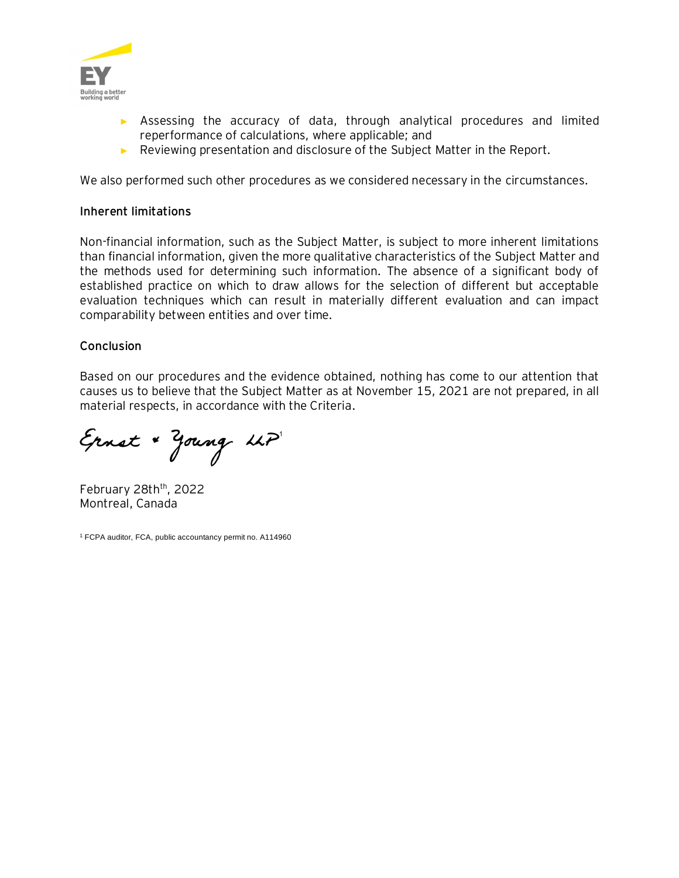- Assessing the accuracy of data, through analytical procedures and limited reperformance of calculations, where applicable; and
- Reviewing presentation and disclosure of the Subject Matter in the Report.

We also performed such other procedures as we considered necessary in the circumstances.

**Inherent limitations**

Non-financial information, such as the Subject Matter, is subject to more inherent limitations than financial information, given the more qualitative characteristics of the Subject Matter and the methods used for determining such information. The absence of a significant body of established practice on which to draw allows for the selection of different but acceptable evaluation techniques which can result in materially different evaluation and can impact comparability between entities and over time.

**Conclusion**

Based on our procedures and the evidence obtained, nothing has come to our attention that causes us to believe that the Subject Matter as at November 15, 2021 are not prepared, in all material respects, in accordance with the Criteria.

Ernst & Young LLP[1]

February 28th[th], 2022
Montreal, Canada

[1] FCPA auditor, FCA, public accountancy permit no. A114960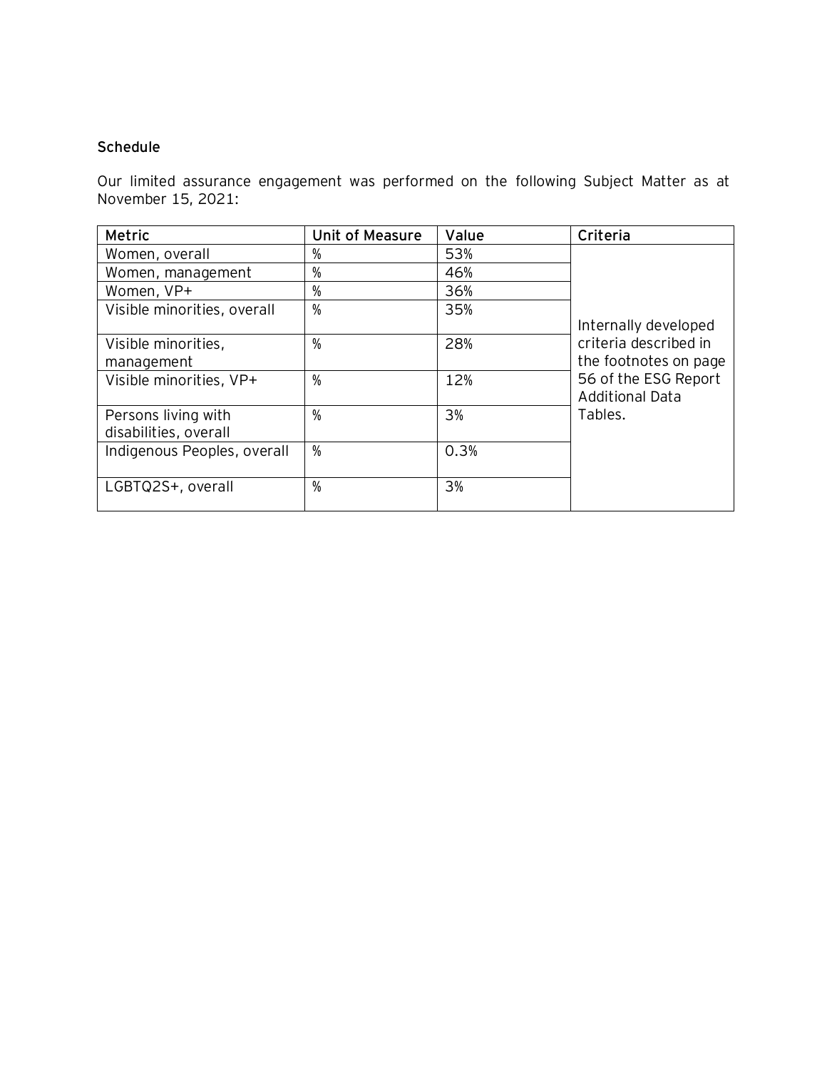### Schedule

Our limited assurance engagement was performed on the following Subject Matter as at November 15, 2021:

| Metric | Unit of Measure | Value | Criteria |
|---|---|---|---|
| Women, overall | % | 53% | Internally developed criteria described in the footnotes on page 56 of the ESG Report Additional Data Tables. |
| Women, management | % | 46% | |
| Women, VP+ | % | 36% | |
| Visible minorities, overall | % | 35% | |
| Visible minorities, management | % | 28% | |
| Visible minorities, VP+ | % | 12% | |
| Persons living with disabilities, overall | % | 3% | |
| Indigenous Peoples, overall | % | 0.3% | |
| LGBTQ2S+, overall | % | 3% | |